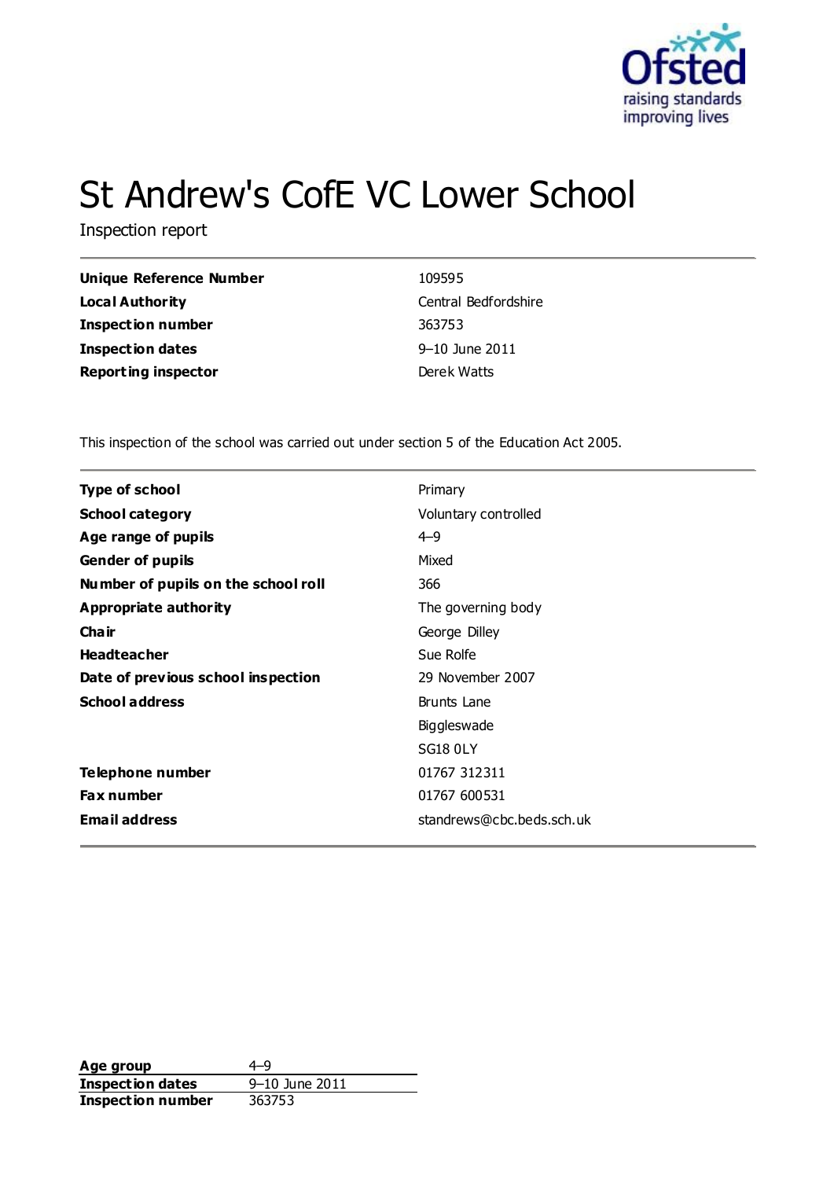# St Andrew's CofE VC Lower School

Inspection report

| | |
|---|---|
| **Unique Reference Number** | 109595 |
| **Local Authority** | Central Bedfordshire |
| **Inspection number** | 363753 |
| **Inspection dates** | 9–10 June 2011 |
| **Reporting inspector** | Derek Watts |

This inspection of the school was carried out under section 5 of the Education Act 2005.

| | |
|---|---|
| **Type of school** | Primary |
| **School category** | Voluntary controlled |
| **Age range of pupils** | 4–9 |
| **Gender of pupils** | Mixed |
| **Number of pupils on the school roll** | 366 |
| **Appropriate authority** | The governing body |
| **Chair** | George Dilley |
| **Headteacher** | Sue Rolfe |
| **Date of previous school inspection** | 29 November 2007 |
| **School address** | Brunts Lane<br>Biggleswade<br>SG18 0LY |
| **Telephone number** | 01767 312311 |
| **Fax number** | 01767 600531 |
| **Email address** | standrews@cbc.beds.sch.uk |

| | |
|---|---|
| **Age group** | 4–9 |
| **Inspection dates** | 9–10 June 2011 |
| **Inspection number** | 363753 |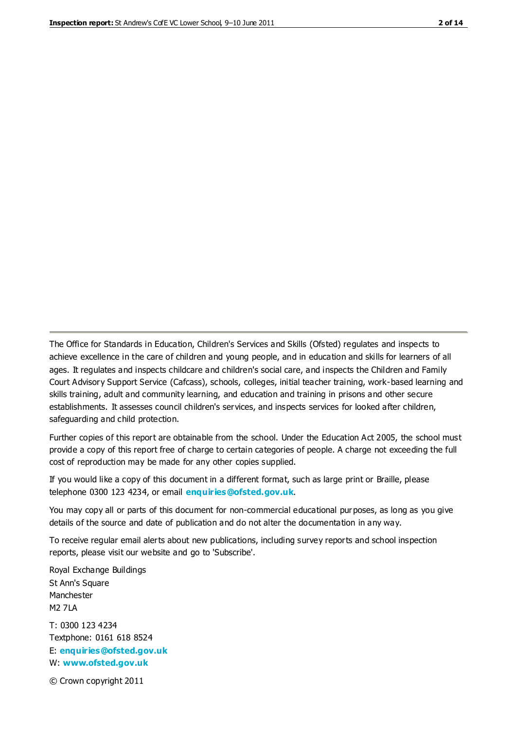The Office for Standards in Education, Children's Services and Skills (Ofsted) regulates and inspects to achieve excellence in the care of children and young people, and in education and skills for learners of all ages. It regulates and inspects childcare and children's social care, and inspects the Children and Family Court Advisory Support Service (Cafcass), schools, colleges, initial teacher training, work-based learning and skills training, adult and community learning, and education and training in prisons and other secure establishments. It assesses council children's services, and inspects services for looked after children, safeguarding and child protection.

Further copies of this report are obtainable from the school. Under the Education Act 2005, the school must provide a copy of this report free of charge to certain categories of people. A charge not exceeding the full cost of reproduction may be made for any other copies supplied.

If you would like a copy of this document in a different format, such as large print or Braille, please telephone 0300 123 4234, or email **enquiries@ofsted.gov.uk**.

You may copy all or parts of this document for non-commercial educational purposes, as long as you give details of the source and date of publication and do not alter the documentation in any way.

To receive regular email alerts about new publications, including survey reports and school inspection reports, please visit our website and go to 'Subscribe'.

Royal Exchange Buildings
St Ann's Square
Manchester
M2 7LA

T: 0300 123 4234
Textphone: 0161 618 8524
E: **enquiries@ofsted.gov.uk**
W: **www.ofsted.gov.uk**

© Crown copyright 2011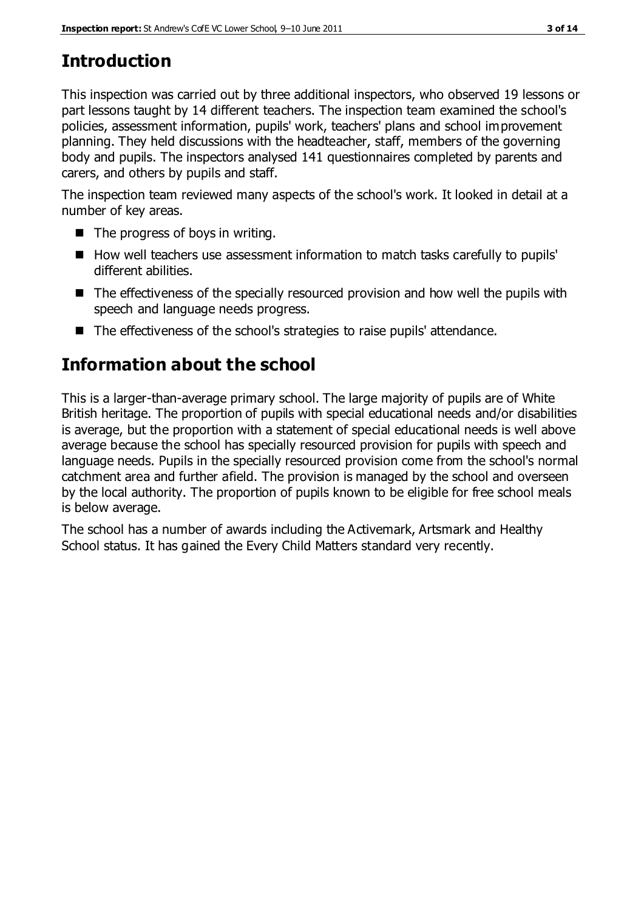# Introduction

This inspection was carried out by three additional inspectors, who observed 19 lessons or part lessons taught by 14 different teachers. The inspection team examined the school's policies, assessment information, pupils' work, teachers' plans and school improvement planning. They held discussions with the headteacher, staff, members of the governing body and pupils. The inspectors analysed 141 questionnaires completed by parents and carers, and others by pupils and staff.

The inspection team reviewed many aspects of the school's work. It looked in detail at a number of key areas.

- The progress of boys in writing.
- How well teachers use assessment information to match tasks carefully to pupils' different abilities.
- The effectiveness of the specially resourced provision and how well the pupils with speech and language needs progress.
- The effectiveness of the school's strategies to raise pupils' attendance.

# Information about the school

This is a larger-than-average primary school. The large majority of pupils are of White British heritage. The proportion of pupils with special educational needs and/or disabilities is average, but the proportion with a statement of special educational needs is well above average because the school has specially resourced provision for pupils with speech and language needs. Pupils in the specially resourced provision come from the school's normal catchment area and further afield. The provision is managed by the school and overseen by the local authority. The proportion of pupils known to be eligible for free school meals is below average.

The school has a number of awards including the Activemark, Artsmark and Healthy School status. It has gained the Every Child Matters standard very recently.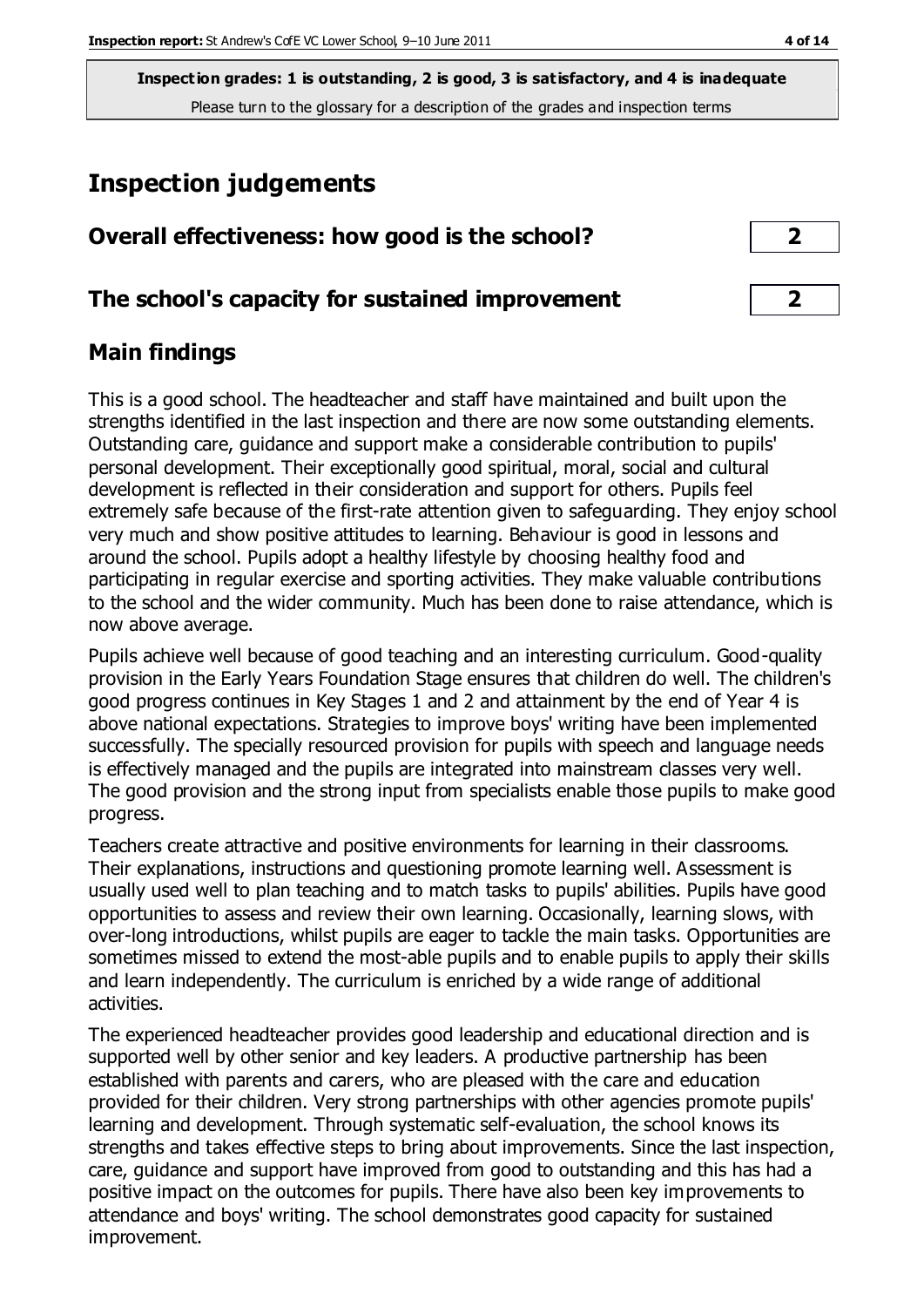**Inspection grades: 1 is outstanding, 2 is good, 3 is satisfactory, and 4 is inadequate**
Please turn to the glossary for a description of the grades and inspection terms

# Inspection judgements

| | |
|---|---|
| **Overall effectiveness: how good is the school?** | **2** |
| **The school's capacity for sustained improvement** | **2** |

## Main findings

This is a good school. The headteacher and staff have maintained and built upon the strengths identified in the last inspection and there are now some outstanding elements. Outstanding care, guidance and support make a considerable contribution to pupils' personal development. Their exceptionally good spiritual, moral, social and cultural development is reflected in their consideration and support for others. Pupils feel extremely safe because of the first-rate attention given to safeguarding. They enjoy school very much and show positive attitudes to learning. Behaviour is good in lessons and around the school. Pupils adopt a healthy lifestyle by choosing healthy food and participating in regular exercise and sporting activities. They make valuable contributions to the school and the wider community. Much has been done to raise attendance, which is now above average.

Pupils achieve well because of good teaching and an interesting curriculum. Good-quality provision in the Early Years Foundation Stage ensures that children do well. The children's good progress continues in Key Stages 1 and 2 and attainment by the end of Year 4 is above national expectations. Strategies to improve boys' writing have been implemented successfully. The specially resourced provision for pupils with speech and language needs is effectively managed and the pupils are integrated into mainstream classes very well. The good provision and the strong input from specialists enable those pupils to make good progress.

Teachers create attractive and positive environments for learning in their classrooms. Their explanations, instructions and questioning promote learning well. Assessment is usually used well to plan teaching and to match tasks to pupils' abilities. Pupils have good opportunities to assess and review their own learning. Occasionally, learning slows, with over-long introductions, whilst pupils are eager to tackle the main tasks. Opportunities are sometimes missed to extend the most-able pupils and to enable pupils to apply their skills and learn independently. The curriculum is enriched by a wide range of additional activities.

The experienced headteacher provides good leadership and educational direction and is supported well by other senior and key leaders. A productive partnership has been established with parents and carers, who are pleased with the care and education provided for their children. Very strong partnerships with other agencies promote pupils' learning and development. Through systematic self-evaluation, the school knows its strengths and takes effective steps to bring about improvements. Since the last inspection, care, guidance and support have improved from good to outstanding and this has had a positive impact on the outcomes for pupils. There have also been key improvements to attendance and boys' writing. The school demonstrates good capacity for sustained improvement.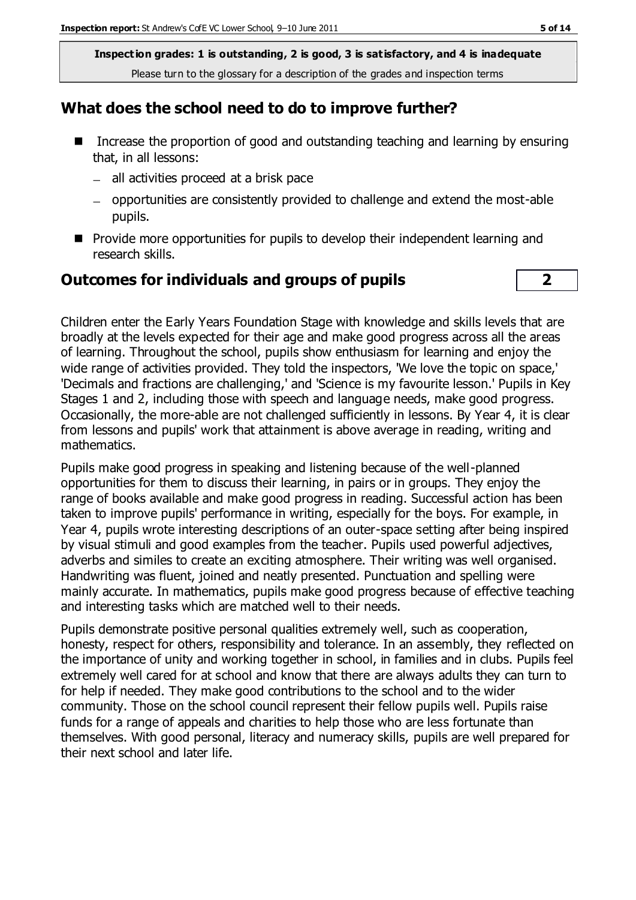**Inspection grades: 1 is outstanding, 2 is good, 3 is satisfactory, and 4 is inadequate**

Please turn to the glossary for a description of the grades and inspection terms

## What does the school need to do to improve further?

- Increase the proportion of good and outstanding teaching and learning by ensuring that, in all lessons:
  - all activities proceed at a brisk pace
  - opportunities are consistently provided to challenge and extend the most-able pupils.
- Provide more opportunities for pupils to develop their independent learning and research skills.

## Outcomes for individuals and groups of pupils — 2

Children enter the Early Years Foundation Stage with knowledge and skills levels that are broadly at the levels expected for their age and make good progress across all the areas of learning. Throughout the school, pupils show enthusiasm for learning and enjoy the wide range of activities provided. They told the inspectors, 'We love the topic on space,' 'Decimals and fractions are challenging,' and 'Science is my favourite lesson.' Pupils in Key Stages 1 and 2, including those with speech and language needs, make good progress. Occasionally, the more-able are not challenged sufficiently in lessons. By Year 4, it is clear from lessons and pupils' work that attainment is above average in reading, writing and mathematics.

Pupils make good progress in speaking and listening because of the well-planned opportunities for them to discuss their learning, in pairs or in groups. They enjoy the range of books available and make good progress in reading. Successful action has been taken to improve pupils' performance in writing, especially for the boys. For example, in Year 4, pupils wrote interesting descriptions of an outer-space setting after being inspired by visual stimuli and good examples from the teacher. Pupils used powerful adjectives, adverbs and similes to create an exciting atmosphere. Their writing was well organised. Handwriting was fluent, joined and neatly presented. Punctuation and spelling were mainly accurate. In mathematics, pupils make good progress because of effective teaching and interesting tasks which are matched well to their needs.

Pupils demonstrate positive personal qualities extremely well, such as cooperation, honesty, respect for others, responsibility and tolerance. In an assembly, they reflected on the importance of unity and working together in school, in families and in clubs. Pupils feel extremely well cared for at school and know that there are always adults they can turn to for help if needed. They make good contributions to the school and to the wider community. Those on the school council represent their fellow pupils well. Pupils raise funds for a range of appeals and charities to help those who are less fortunate than themselves. With good personal, literacy and numeracy skills, pupils are well prepared for their next school and later life.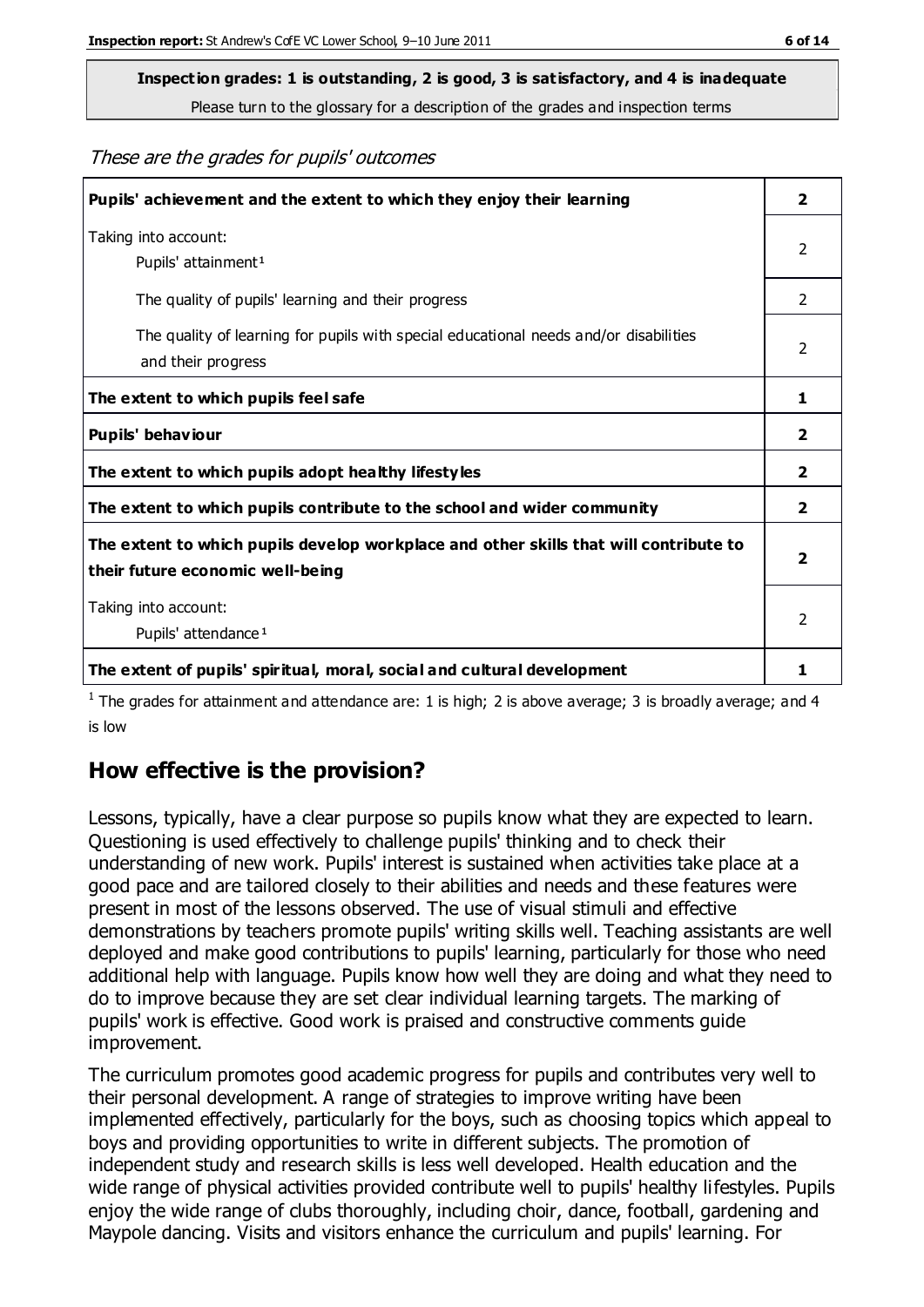**Inspection grades: 1 is outstanding, 2 is good, 3 is satisfactory, and 4 is inadequate**
Please turn to the glossary for a description of the grades and inspection terms

*These are the grades for pupils' outcomes*

| | |
|---|---|
| **Pupils' achievement and the extent to which they enjoy their learning** | **2** |
| Taking into account: Pupils' attainment[1] | 2 |
| The quality of pupils' learning and their progress | 2 |
| The quality of learning for pupils with special educational needs and/or disabilities and their progress | 2 |
| **The extent to which pupils feel safe** | **1** |
| **Pupils' behaviour** | **2** |
| **The extent to which pupils adopt healthy lifestyles** | **2** |
| **The extent to which pupils contribute to the school and wider community** | **2** |
| **The extent to which pupils develop workplace and other skills that will contribute to their future economic well-being** | **2** |
| Taking into account: Pupils' attendance[1] | 2 |
| **The extent of pupils' spiritual, moral, social and cultural development** | **1** |

[1] The grades for attainment and attendance are: 1 is high; 2 is above average; 3 is broadly average; and 4 is low

## How effective is the provision?

Lessons, typically, have a clear purpose so pupils know what they are expected to learn. Questioning is used effectively to challenge pupils' thinking and to check their understanding of new work. Pupils' interest is sustained when activities take place at a good pace and are tailored closely to their abilities and needs and these features were present in most of the lessons observed. The use of visual stimuli and effective demonstrations by teachers promote pupils' writing skills well. Teaching assistants are well deployed and make good contributions to pupils' learning, particularly for those who need additional help with language. Pupils know how well they are doing and what they need to do to improve because they are set clear individual learning targets. The marking of pupils' work is effective. Good work is praised and constructive comments guide improvement.

The curriculum promotes good academic progress for pupils and contributes very well to their personal development. A range of strategies to improve writing have been implemented effectively, particularly for the boys, such as choosing topics which appeal to boys and providing opportunities to write in different subjects. The promotion of independent study and research skills is less well developed. Health education and the wide range of physical activities provided contribute well to pupils' healthy lifestyles. Pupils enjoy the wide range of clubs thoroughly, including choir, dance, football, gardening and Maypole dancing. Visits and visitors enhance the curriculum and pupils' learning. For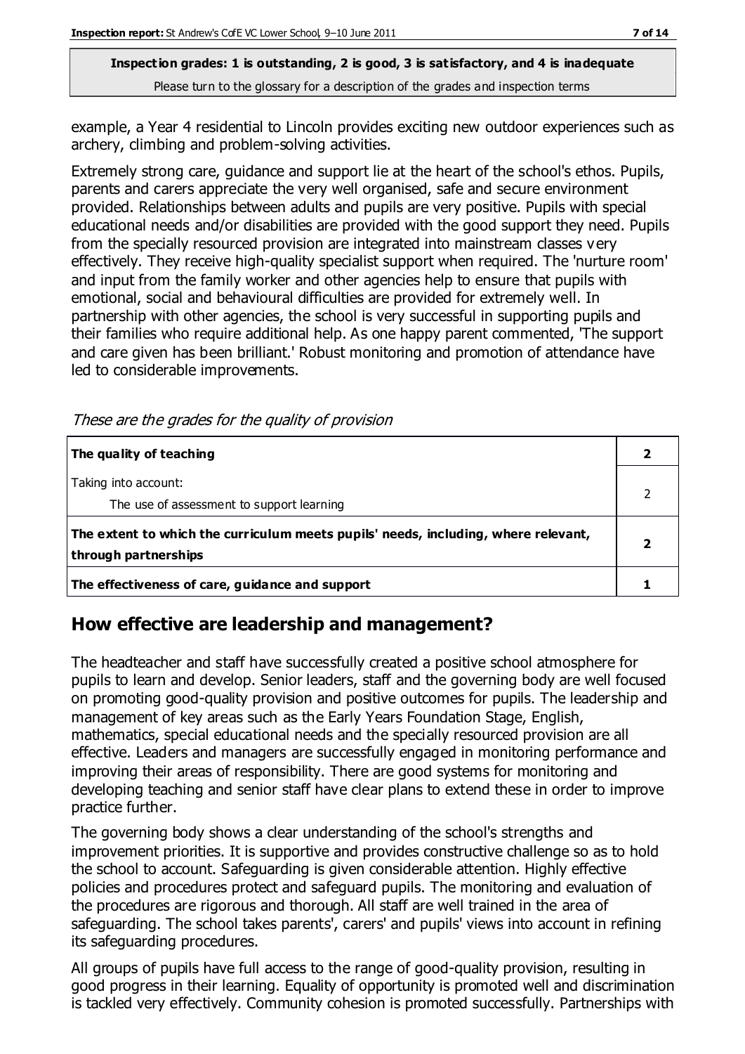**Inspection grades: 1 is outstanding, 2 is good, 3 is satisfactory, and 4 is inadequate**
Please turn to the glossary for a description of the grades and inspection terms

example, a Year 4 residential to Lincoln provides exciting new outdoor experiences such as archery, climbing and problem-solving activities.

Extremely strong care, guidance and support lie at the heart of the school's ethos. Pupils, parents and carers appreciate the very well organised, safe and secure environment provided. Relationships between adults and pupils are very positive. Pupils with special educational needs and/or disabilities are provided with the good support they need. Pupils from the specially resourced provision are integrated into mainstream classes very effectively. They receive high-quality specialist support when required. The 'nurture room' and input from the family worker and other agencies help to ensure that pupils with emotional, social and behavioural difficulties are provided for extremely well. In partnership with other agencies, the school is very successful in supporting pupils and their families who require additional help. As one happy parent commented, 'The support and care given has been brilliant.' Robust monitoring and promotion of attendance have led to considerable improvements.

*These are the grades for the quality of provision*

| | |
|---|---|
| **The quality of teaching** | **2** |
| Taking into account:<br>The use of assessment to support learning | 2 |
| **The extent to which the curriculum meets pupils' needs, including, where relevant, through partnerships** | **2** |
| **The effectiveness of care, guidance and support** | **1** |

## How effective are leadership and management?

The headteacher and staff have successfully created a positive school atmosphere for pupils to learn and develop. Senior leaders, staff and the governing body are well focused on promoting good-quality provision and positive outcomes for pupils. The leadership and management of key areas such as the Early Years Foundation Stage, English, mathematics, special educational needs and the specially resourced provision are all effective. Leaders and managers are successfully engaged in monitoring performance and improving their areas of responsibility. There are good systems for monitoring and developing teaching and senior staff have clear plans to extend these in order to improve practice further.

The governing body shows a clear understanding of the school's strengths and improvement priorities. It is supportive and provides constructive challenge so as to hold the school to account. Safeguarding is given considerable attention. Highly effective policies and procedures protect and safeguard pupils. The monitoring and evaluation of the procedures are rigorous and thorough. All staff are well trained in the area of safeguarding. The school takes parents', carers' and pupils' views into account in refining its safeguarding procedures.

All groups of pupils have full access to the range of good-quality provision, resulting in good progress in their learning. Equality of opportunity is promoted well and discrimination is tackled very effectively. Community cohesion is promoted successfully. Partnerships with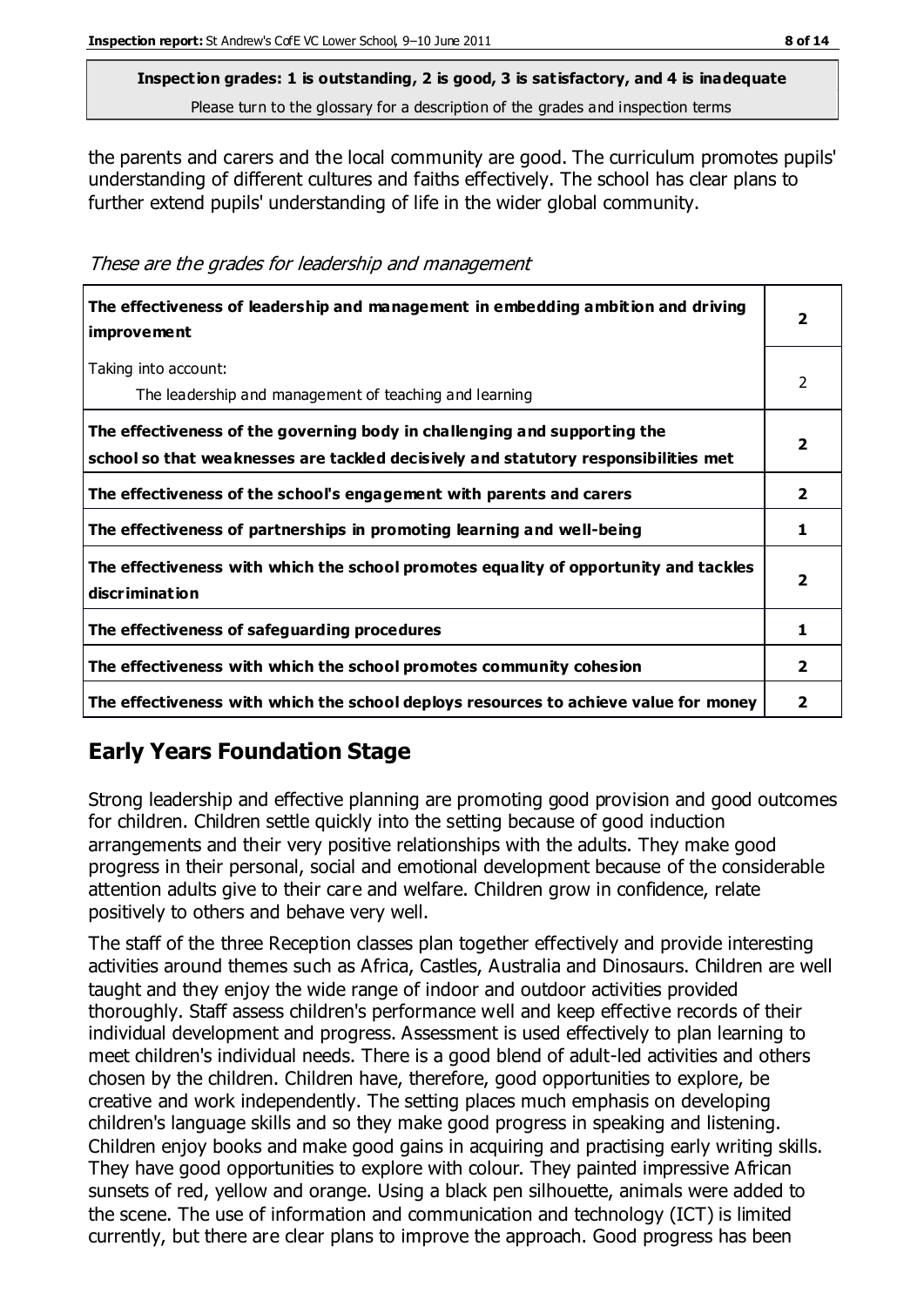the parents and carers and the local community are good. The curriculum promotes pupils' understanding of different cultures and faiths effectively. The school has clear plans to further extend pupils' understanding of life in the wider global community.

*These are the grades for leadership and management*

| | |
|---|---|
| **The effectiveness of leadership and management in embedding ambition and driving improvement** | **2** |
| Taking into account:<br>The leadership and management of teaching and learning | 2 |
| **The effectiveness of the governing body in challenging and supporting the school so that weaknesses are tackled decisively and statutory responsibilities met** | **2** |
| **The effectiveness of the school's engagement with parents and carers** | **2** |
| **The effectiveness of partnerships in promoting learning and well-being** | **1** |
| **The effectiveness with which the school promotes equality of opportunity and tackles discrimination** | **2** |
| **The effectiveness of safeguarding procedures** | **1** |
| **The effectiveness with which the school promotes community cohesion** | **2** |
| **The effectiveness with which the school deploys resources to achieve value for money** | **2** |

## Early Years Foundation Stage

Strong leadership and effective planning are promoting good provision and good outcomes for children. Children settle quickly into the setting because of good induction arrangements and their very positive relationships with the adults. They make good progress in their personal, social and emotional development because of the considerable attention adults give to their care and welfare. Children grow in confidence, relate positively to others and behave very well.

The staff of the three Reception classes plan together effectively and provide interesting activities around themes such as Africa, Castles, Australia and Dinosaurs. Children are well taught and they enjoy the wide range of indoor and outdoor activities provided thoroughly. Staff assess children's performance well and keep effective records of their individual development and progress. Assessment is used effectively to plan learning to meet children's individual needs. There is a good blend of adult-led activities and others chosen by the children. Children have, therefore, good opportunities to explore, be creative and work independently. The setting places much emphasis on developing children's language skills and so they make good progress in speaking and listening. Children enjoy books and make good gains in acquiring and practising early writing skills. They have good opportunities to explore with colour. They painted impressive African sunsets of red, yellow and orange. Using a black pen silhouette, animals were added to the scene. The use of information and communication and technology (ICT) is limited currently, but there are clear plans to improve the approach. Good progress has been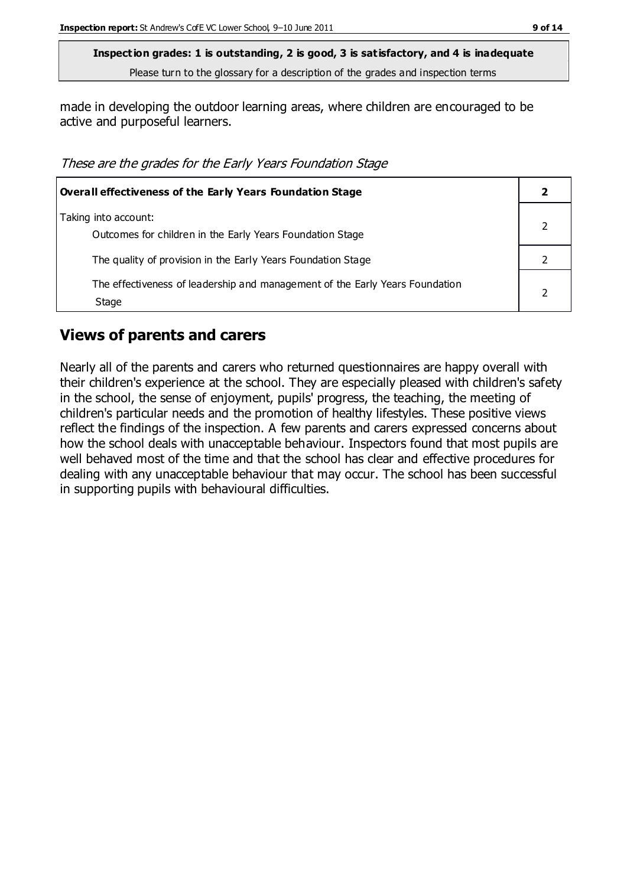**Inspection grades: 1 is outstanding, 2 is good, 3 is satisfactory, and 4 is inadequate**

Please turn to the glossary for a description of the grades and inspection terms

made in developing the outdoor learning areas, where children are encouraged to be active and purposeful learners.

*These are the grades for the Early Years Foundation Stage*

| **Overall effectiveness of the Early Years Foundation Stage** | **2** |
|---|---|
| Taking into account:<br>Outcomes for children in the Early Years Foundation Stage | 2 |
| The quality of provision in the Early Years Foundation Stage | 2 |
| The effectiveness of leadership and management of the Early Years Foundation Stage | 2 |

## Views of parents and carers

Nearly all of the parents and carers who returned questionnaires are happy overall with their children's experience at the school. They are especially pleased with children's safety in the school, the sense of enjoyment, pupils' progress, the teaching, the meeting of children's particular needs and the promotion of healthy lifestyles. These positive views reflect the findings of the inspection. A few parents and carers expressed concerns about how the school deals with unacceptable behaviour. Inspectors found that most pupils are well behaved most of the time and that the school has clear and effective procedures for dealing with any unacceptable behaviour that may occur. The school has been successful in supporting pupils with behavioural difficulties.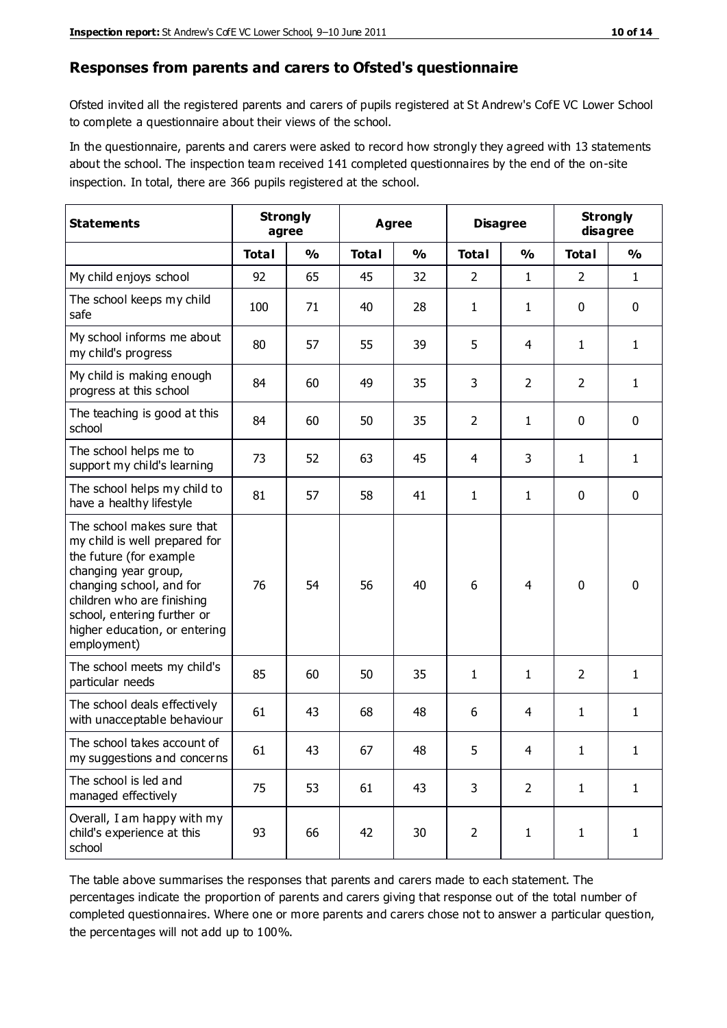## Responses from parents and carers to Ofsted's questionnaire

Ofsted invited all the registered parents and carers of pupils registered at St Andrew's CofE VC Lower School to complete a questionnaire about their views of the school.

In the questionnaire, parents and carers were asked to record how strongly they agreed with 13 statements about the school. The inspection team received 141 completed questionnaires by the end of the on-site inspection. In total, there are 366 pupils registered at the school.

| Statements | Strongly agree | | Agree | | Disagree | | Strongly disagree | |
|---|---|---|---|---|---|---|---|---|
| | Total | % | Total | % | Total | % | Total | % |
| My child enjoys school | 92 | 65 | 45 | 32 | 2 | 1 | 2 | 1 |
| The school keeps my child safe | 100 | 71 | 40 | 28 | 1 | 1 | 0 | 0 |
| My school informs me about my child's progress | 80 | 57 | 55 | 39 | 5 | 4 | 1 | 1 |
| My child is making enough progress at this school | 84 | 60 | 49 | 35 | 3 | 2 | 2 | 1 |
| The teaching is good at this school | 84 | 60 | 50 | 35 | 2 | 1 | 0 | 0 |
| The school helps me to support my child's learning | 73 | 52 | 63 | 45 | 4 | 3 | 1 | 1 |
| The school helps my child to have a healthy lifestyle | 81 | 57 | 58 | 41 | 1 | 1 | 0 | 0 |
| The school makes sure that my child is well prepared for the future (for example changing year group, changing school, and for children who are finishing school, entering further or higher education, or entering employment) | 76 | 54 | 56 | 40 | 6 | 4 | 0 | 0 |
| The school meets my child's particular needs | 85 | 60 | 50 | 35 | 1 | 1 | 2 | 1 |
| The school deals effectively with unacceptable behaviour | 61 | 43 | 68 | 48 | 6 | 4 | 1 | 1 |
| The school takes account of my suggestions and concerns | 61 | 43 | 67 | 48 | 5 | 4 | 1 | 1 |
| The school is led and managed effectively | 75 | 53 | 61 | 43 | 3 | 2 | 1 | 1 |
| Overall, I am happy with my child's experience at this school | 93 | 66 | 42 | 30 | 2 | 1 | 1 | 1 |

The table above summarises the responses that parents and carers made to each statement. The percentages indicate the proportion of parents and carers giving that response out of the total number of completed questionnaires. Where one or more parents and carers chose not to answer a particular question, the percentages will not add up to 100%.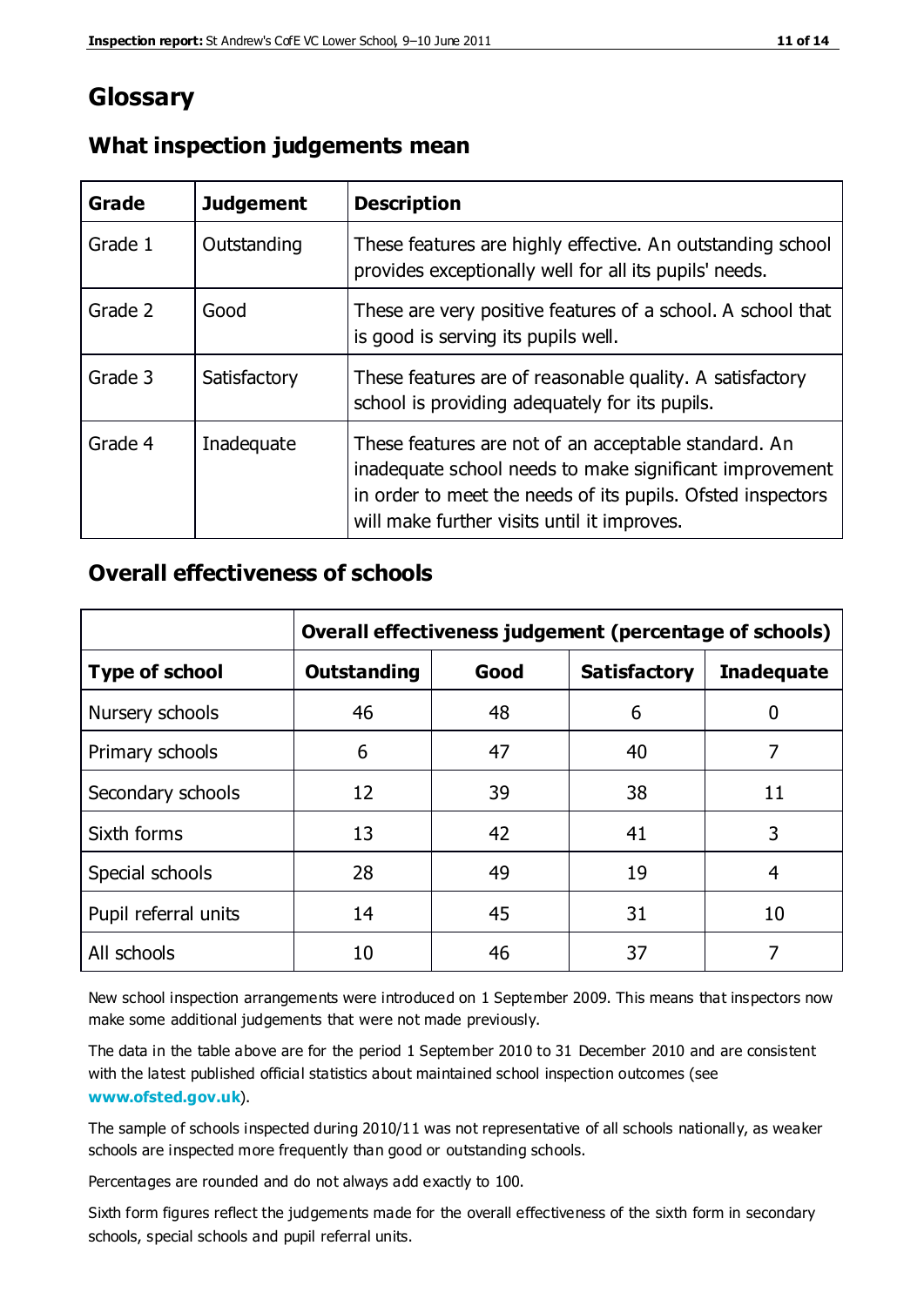# Glossary

## What inspection judgements mean

| Grade | Judgement | Description |
| --- | --- | --- |
| Grade 1 | Outstanding | These features are highly effective. An outstanding school provides exceptionally well for all its pupils' needs. |
| Grade 2 | Good | These are very positive features of a school. A school that is good is serving its pupils well. |
| Grade 3 | Satisfactory | These features are of reasonable quality. A satisfactory school is providing adequately for its pupils. |
| Grade 4 | Inadequate | These features are not of an acceptable standard. An inadequate school needs to make significant improvement in order to meet the needs of its pupils. Ofsted inspectors will make further visits until it improves. |

## Overall effectiveness of schools

| | Overall effectiveness judgement (percentage of schools) | | | |
| --- | --- | --- | --- | --- |
| **Type of school** | **Outstanding** | **Good** | **Satisfactory** | **Inadequate** |
| Nursery schools | 46 | 48 | 6 | 0 |
| Primary schools | 6 | 47 | 40 | 7 |
| Secondary schools | 12 | 39 | 38 | 11 |
| Sixth forms | 13 | 42 | 41 | 3 |
| Special schools | 28 | 49 | 19 | 4 |
| Pupil referral units | 14 | 45 | 31 | 10 |
| All schools | 10 | 46 | 37 | 7 |

New school inspection arrangements were introduced on 1 September 2009. This means that inspectors now make some additional judgements that were not made previously.

The data in the table above are for the period 1 September 2010 to 31 December 2010 and are consistent with the latest published official statistics about maintained school inspection outcomes (see **www.ofsted.gov.uk**).

The sample of schools inspected during 2010/11 was not representative of all schools nationally, as weaker schools are inspected more frequently than good or outstanding schools.

Percentages are rounded and do not always add exactly to 100.

Sixth form figures reflect the judgements made for the overall effectiveness of the sixth form in secondary schools, special schools and pupil referral units.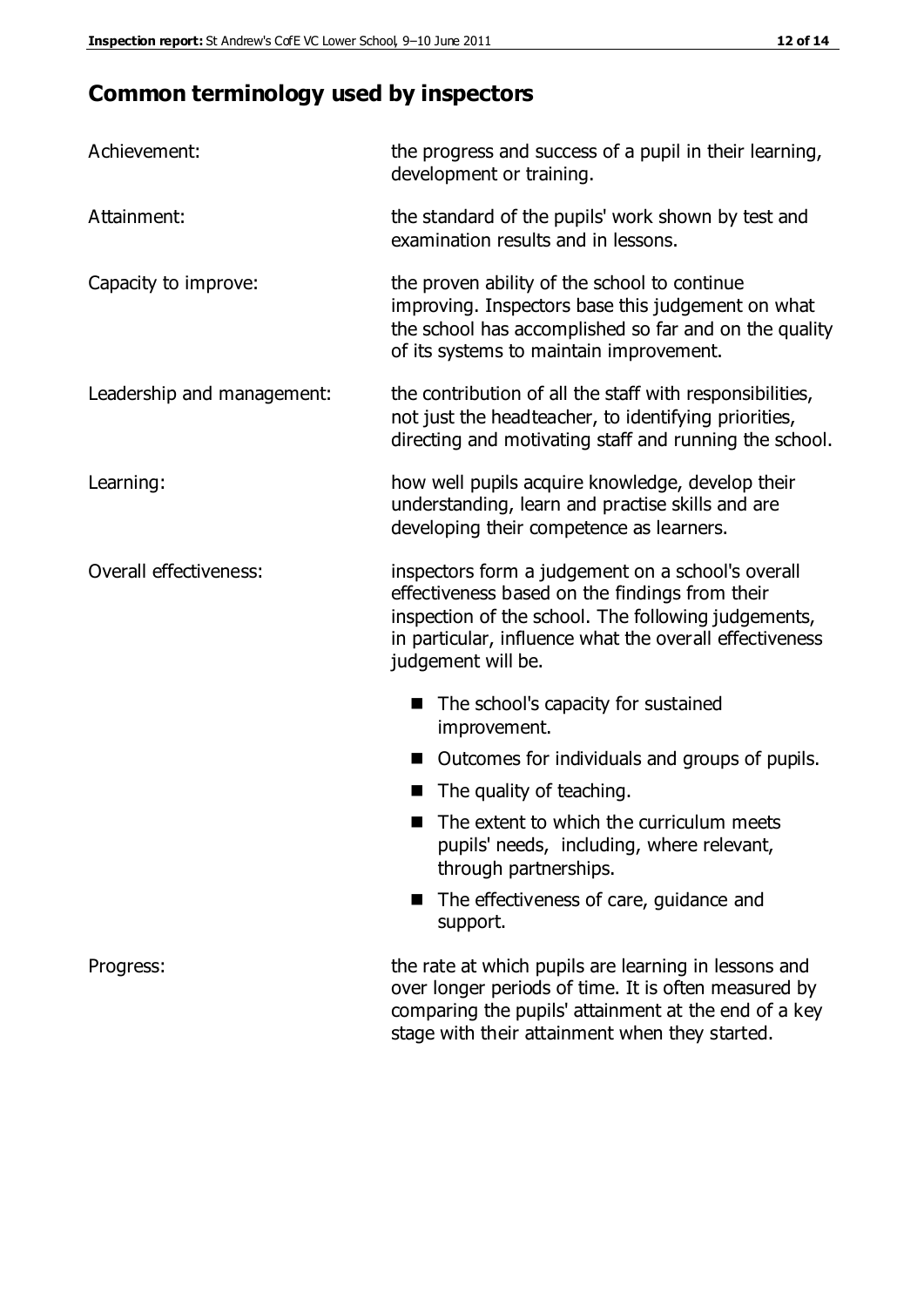## Common terminology used by inspectors

| | |
|---|---|
| Achievement: | the progress and success of a pupil in their learning, development or training. |
| Attainment: | the standard of the pupils' work shown by test and examination results and in lessons. |
| Capacity to improve: | the proven ability of the school to continue improving. Inspectors base this judgement on what the school has accomplished so far and on the quality of its systems to maintain improvement. |
| Leadership and management: | the contribution of all the staff with responsibilities, not just the headteacher, to identifying priorities, directing and motivating staff and running the school. |
| Learning: | how well pupils acquire knowledge, develop their understanding, learn and practise skills and are developing their competence as learners. |
| Overall effectiveness: | inspectors form a judgement on a school's overall effectiveness based on the findings from their inspection of the school. The following judgements, in particular, influence what the overall effectiveness judgement will be. <br>■ The school's capacity for sustained improvement.<br>■ Outcomes for individuals and groups of pupils.<br>■ The quality of teaching.<br>■ The extent to which the curriculum meets pupils' needs, including, where relevant, through partnerships.<br>■ The effectiveness of care, guidance and support. |
| Progress: | the rate at which pupils are learning in lessons and over longer periods of time. It is often measured by comparing the pupils' attainment at the end of a key stage with their attainment when they started. |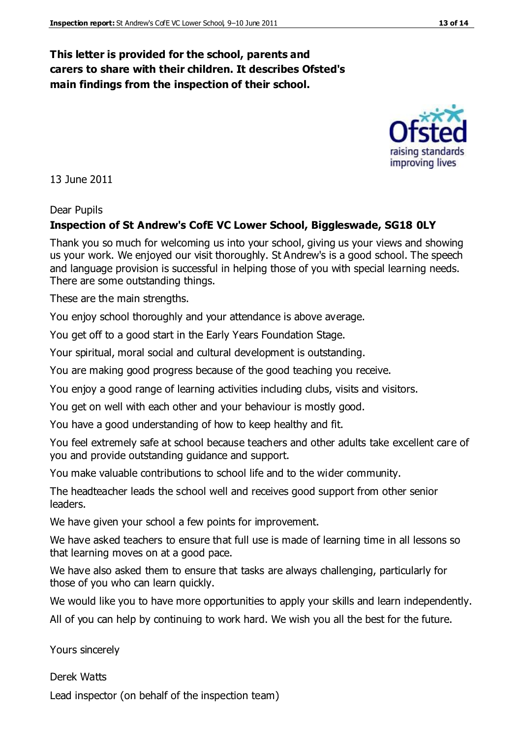**This letter is provided for the school, parents and carers to share with their children. It describes Ofsted's main findings from the inspection of their school.**

13 June 2011

Dear Pupils

**Inspection of St Andrew's CofE VC Lower School, Biggleswade, SG18 0LY**

Thank you so much for welcoming us into your school, giving us your views and showing us your work. We enjoyed our visit thoroughly. St Andrew's is a good school. The speech and language provision is successful in helping those of you with special learning needs. There are some outstanding things.

These are the main strengths.

You enjoy school thoroughly and your attendance is above average.

You get off to a good start in the Early Years Foundation Stage.

Your spiritual, moral social and cultural development is outstanding.

You are making good progress because of the good teaching you receive.

You enjoy a good range of learning activities including clubs, visits and visitors.

You get on well with each other and your behaviour is mostly good.

You have a good understanding of how to keep healthy and fit.

You feel extremely safe at school because teachers and other adults take excellent care of you and provide outstanding guidance and support.

You make valuable contributions to school life and to the wider community.

The headteacher leads the school well and receives good support from other senior leaders.

We have given your school a few points for improvement.

We have asked teachers to ensure that full use is made of learning time in all lessons so that learning moves on at a good pace.

We have also asked them to ensure that tasks are always challenging, particularly for those of you who can learn quickly.

We would like you to have more opportunities to apply your skills and learn independently.

All of you can help by continuing to work hard. We wish you all the best for the future.

Yours sincerely

Derek Watts

Lead inspector (on behalf of the inspection team)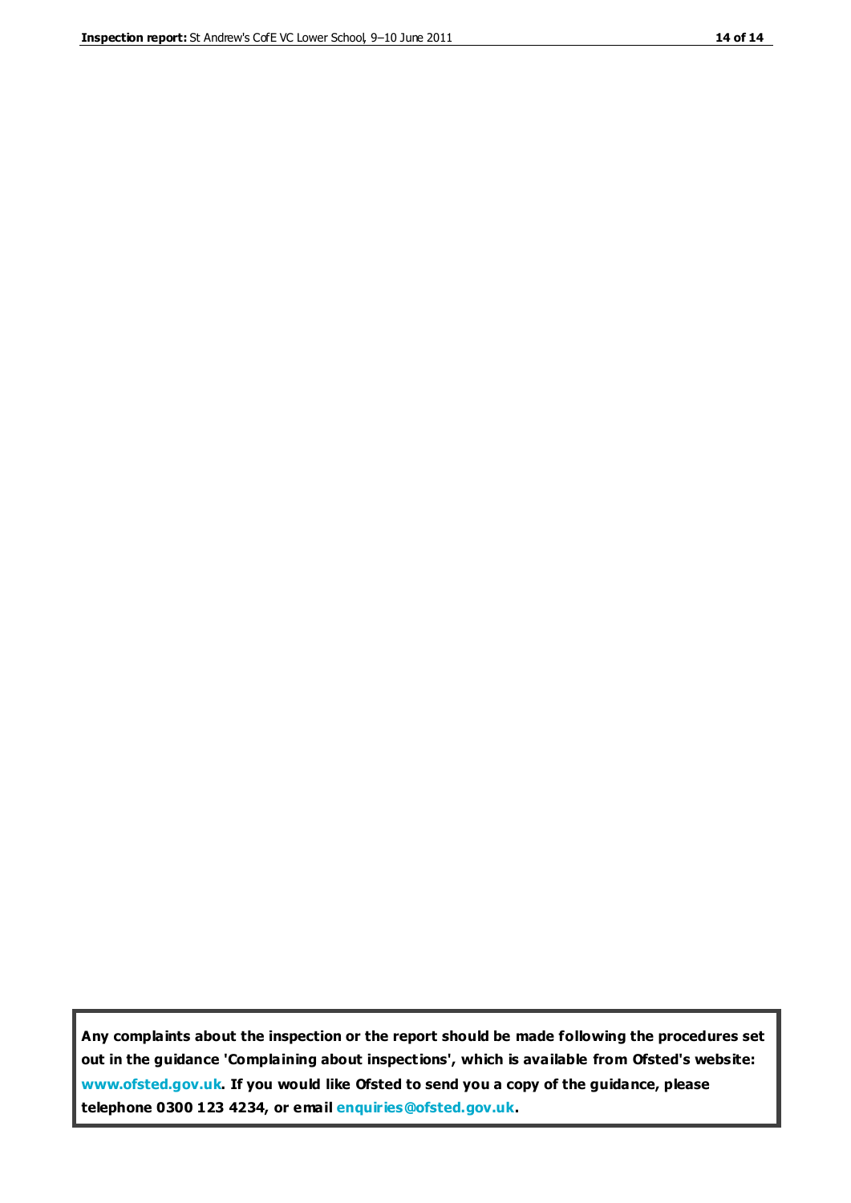**Any complaints about the inspection or the report should be made following the procedures set out in the guidance 'Complaining about inspections', which is available from Ofsted's website: www.ofsted.gov.uk. If you would like Ofsted to send you a copy of the guidance, please telephone 0300 123 4234, or email enquiries@ofsted.gov.uk.**